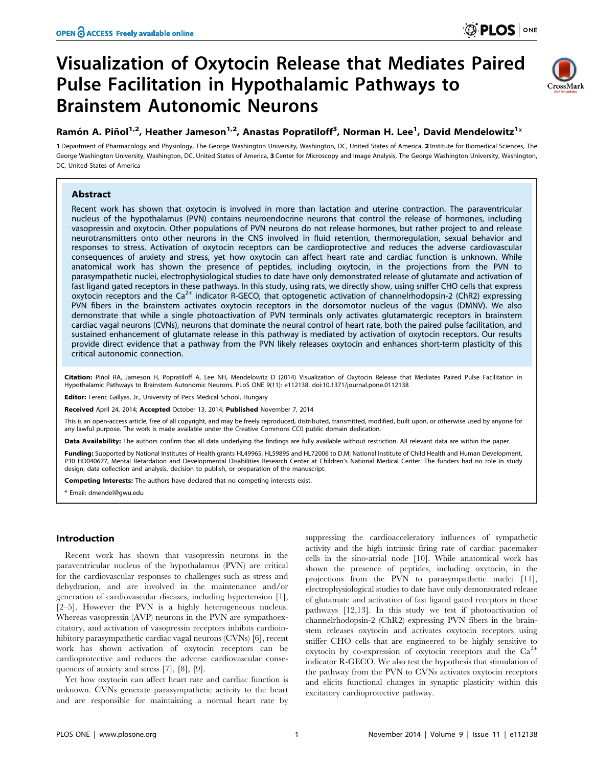# Visualization of Oxytocin Release that Mediates Paired Pulse Facilitation in Hypothalamic Pathways to Brainstem Autonomic Neurons

**Ramón A. Piñol[1,2], Heather Jameson[1,2], Anastas Popratiloff[3], Norman H. Lee[1], David Mendelowitz[1]***

1 Department of Pharmacology and Physiology, The George Washington University, Washington, DC, United States of America, 2 Institute for Biomedical Sciences, The George Washington University, Washington, DC, United States of America, 3 Center for Microscopy and Image Analysis, The George Washington University, Washington, DC, United States of America

## Abstract

Recent work has shown that oxytocin is involved in more than lactation and uterine contraction. The paraventricular nucleus of the hypothalamus (PVN) contains neuroendocrine neurons that control the release of hormones, including vasopressin and oxytocin. Other populations of PVN neurons do not release hormones, but rather project to and release neurotransmitters onto other neurons in the CNS involved in fluid retention, thermoregulation, sexual behavior and responses to stress. Activation of oxytocin receptors can be cardioprotective and reduces the adverse cardiovascular consequences of anxiety and stress, yet how oxytocin can affect heart rate and cardiac function is unknown. While anatomical work has shown the presence of peptides, including oxytocin, in the projections from the PVN to parasympathetic nuclei, electrophysiological studies to date have only demonstrated release of glutamate and activation of fast ligand gated receptors in these pathways. In this study, using rats, we directly show, using sniffer CHO cells that express oxytocin receptors and the $Ca^{2+}$ indicator R-GECO, that optogenetic activation of channelrhodopsin-2 (ChR2) expressing PVN fibers in the brainstem activates oxytocin receptors in the dorsomotor nucleus of the vagus (DMNV). We also demonstrate that while a single photoactivation of PVN terminals only activates glutamatergic receptors in brainstem cardiac vagal neurons (CVNs), neurons that dominate the neural control of heart rate, both the paired pulse facilitation, and sustained enhancement of glutamate release in this pathway is mediated by activation of oxytocin receptors. Our results provide direct evidence that a pathway from the PVN likely releases oxytocin and enhances short-term plasticity of this critical autonomic connection.

**Citation:** Piñol RA, Jameson H, Popratiloff A, Lee NH, Mendelowitz D (2014) Visualization of Oxytocin Release that Mediates Paired Pulse Facilitation in Hypothalamic Pathways to Brainstem Autonomic Neurons. PLoS ONE 9(11): e112138. doi:10.1371/journal.pone.0112138

**Editor:** Ferenc Gallyas, Jr., University of Pecs Medical School, Hungary

**Received** April 24, 2014; **Accepted** October 13, 2014; **Published** November 7, 2014

This is an open-access article, free of all copyright, and may be freely reproduced, distributed, transmitted, modified, built upon, or otherwise used by anyone for any lawful purpose. The work is made available under the Creative Commons CC0 public domain dedication.

**Data Availability:** The authors confirm that all data underlying the findings are fully available without restriction. All relevant data are within the paper.

**Funding:** Supported by National Institutes of Health grants HL49965, HL59895 and HL72006 to D.M; National Institute of Child Health and Human Development, P30 HD040677, Mental Retardation and Developmental Disabilities Research Center at Children's National Medical Center. The funders had no role in study design, data collection and analysis, decision to publish, or preparation of the manuscript.

**Competing Interests:** The authors have declared that no competing interests exist.

* Email: dmendel@gwu.edu

## Introduction

Recent work has shown that vasopressin neurons in the paraventricular nucleus of the hypothalamus (PVN) are critical for the cardiovascular responses to challenges such as stress and dehydration, and are involved in the maintenance and/or generation of cardiovascular diseases, including hypertension [1], [2–5]. However the PVN is a highly heterogeneous nucleus. Whereas vasopressin (AVP) neurons in the PVN are sympathoexcitatory, and activation of vasopressin receptors inhibits cardioinhibitory parasympathetic cardiac vagal neurons (CVNs) [6], recent work has shown activation of oxytocin receptors can be cardioprotective and reduces the adverse cardiovascular consequences of anxiety and stress [7], [8], [9].

Yet how oxytocin can affect heart rate and cardiac function is unknown. CVNs generate parasympathetic activity to the heart and are responsible for maintaining a normal heart rate by suppressing the cardioacceleratory influences of sympathetic activity and the high intrinsic firing rate of cardiac pacemaker cells in the sino-atrial node [10]. While anatomical work has shown the presence of peptides, including oxytocin, in the projections from the PVN to parasympathetic nuclei [11], electrophysiological studies to date have only demonstrated release of glutamate and activation of fast ligand gated receptors in these pathways [12,13]. In this study we test if photoactivation of channelrhodopsin-2 (ChR2) expressing PVN fibers in the brainstem releases oxytocin and activates oxytocin receptors using sniffer CHO cells that are engineered to be highly sensitive to oxytocin by co-expression of oxytocin receptors and the $Ca^{2+}$ indicator R-GECO. We also test the hypothesis that stimulation of the pathway from the PVN to CVNs activates oxytocin receptors and elicits functional changes in synaptic plasticity within this excitatory cardioprotective pathway.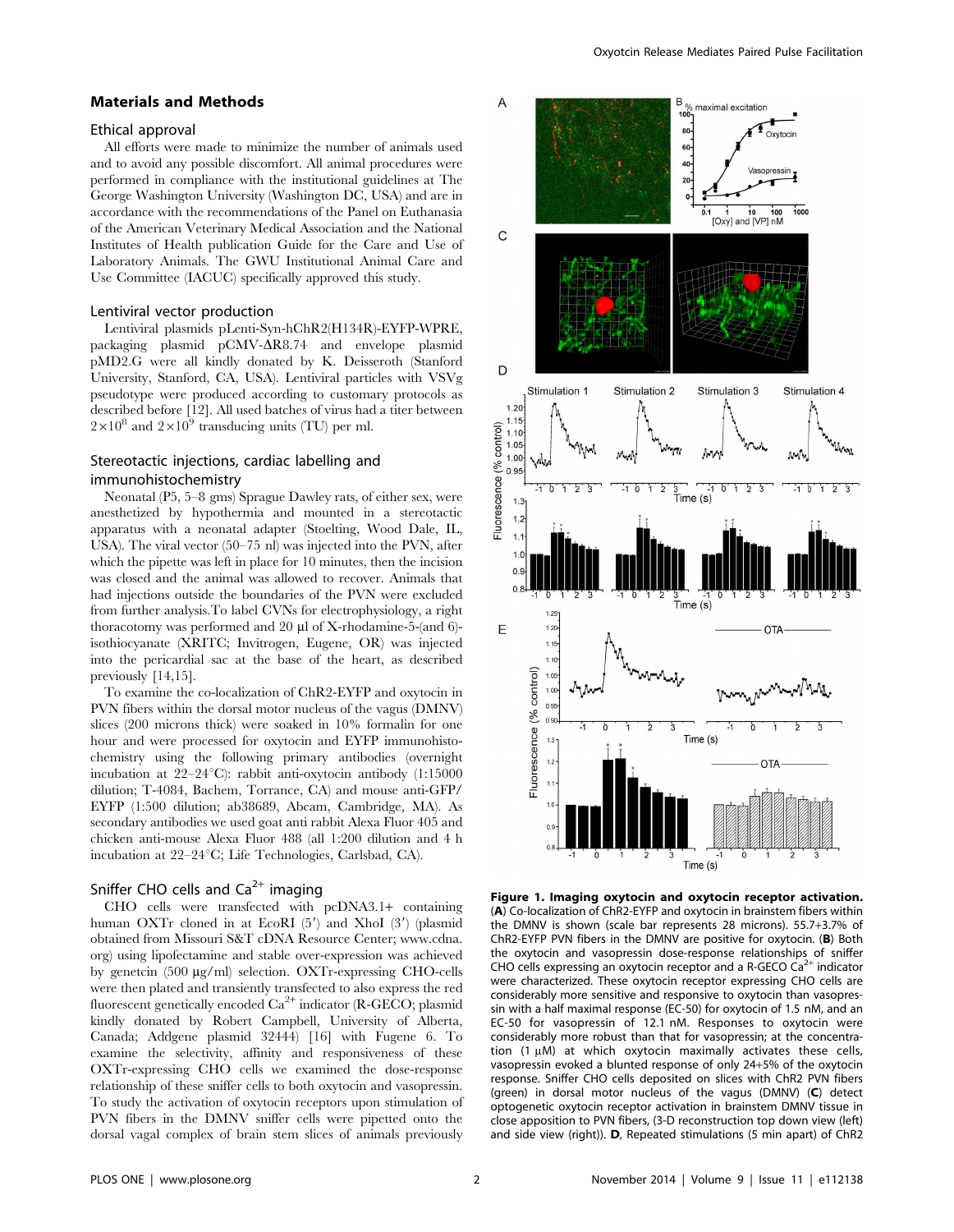## Materials and Methods

### Ethical approval

All efforts were made to minimize the number of animals used and to avoid any possible discomfort. All animal procedures were performed in compliance with the institutional guidelines at The George Washington University (Washington DC, USA) and are in accordance with the recommendations of the Panel on Euthanasia of the American Veterinary Medical Association and the National Institutes of Health publication Guide for the Care and Use of Laboratory Animals. The GWU Institutional Animal Care and Use Committee (IACUC) specifically approved this study.

### Lentiviral vector production

Lentiviral plasmids pLenti-Syn-hChR2(H134R)-EYFP-WPRE, packaging plasmid pCMV-ΔR8.74 and envelope plasmid pMD2.G were all kindly donated by K. Deisseroth (Stanford University, Stanford, CA, USA). Lentiviral particles with VSVg pseudotype were produced according to customary protocols as described before [12]. All used batches of virus had a titer between $2\times10^8$ and $2\times10^9$ transducing units (TU) per ml.

### Stereotactic injections, cardiac labelling and immunohistochemistry

Neonatal (P5, 5–8 gms) Sprague Dawley rats, of either sex, were anesthetized by hypothermia and mounted in a stereotactic apparatus with a neonatal adapter (Stoelting, Wood Dale, IL, USA). The viral vector (50–75 nl) was injected into the PVN, after which the pipette was left in place for 10 minutes, then the incision was closed and the animal was allowed to recover. Animals that had injections outside the boundaries of the PVN were excluded from further analysis.To label CVNs for electrophysiology, a right thoracotomy was performed and 20 µl of X-rhodamine-5-(and 6)-isothiocyanate (XRITC; Invitrogen, Eugene, OR) was injected into the pericardial sac at the base of the heart, as described previously [14,15].

To examine the co-localization of ChR2-EYFP and oxytocin in PVN fibers within the dorsal motor nucleus of the vagus (DMNV) slices (200 microns thick) were soaked in 10% formalin for one hour and were processed for oxytocin and EYFP immunohistochemistry using the following primary antibodies (overnight incubation at 22–24°C): rabbit anti-oxytocin antibody (1:15000 dilution; T-4084, Bachem, Torrance, CA) and mouse anti-GFP/EYFP (1:500 dilution; ab38689, Abcam, Cambridge, MA). As secondary antibodies we used goat anti rabbit Alexa Fluor 405 and chicken anti-mouse Alexa Fluor 488 (all 1:200 dilution and 4 h incubation at 22–24°C; Life Technologies, Carlsbad, CA).

### Sniffer CHO cells and $Ca^{2+}$ imaging

CHO cells were transfected with pcDNA3.1+ containing human OXTr cloned in at EcoRI (5′) and XhoI (3′) (plasmid obtained from Missouri S&T cDNA Resource Center; www.cdna.org) using lipofectamine and stable over-expression was achieved by genetcin (500 µg/ml) selection. OXTr-expressing CHO-cells were then plated and transiently transfected to also express the red fluorescent genetically encoded $Ca^{2+}$ indicator (R-GECO; plasmid kindly donated by Robert Campbell, University of Alberta, Canada; Addgene plasmid 32444) [16] with Fugene 6. To examine the selectivity, affinity and responsiveness of these OXTr-expressing CHO cells we examined the dose-response relationship of these sniffer cells to both oxytocin and vasopressin. To study the activation of oxytocin receptors upon stimulation of PVN fibers in the DMNV sniffer cells were pipetted onto the dorsal vagal complex of brain stem slices of animals previously

**Figure 1. Imaging oxytocin and oxytocin receptor activation.** (**A**) Co-localization of ChR2-EYFP and oxytocin in brainstem fibers within the DMNV is shown (scale bar represents 28 microns). 55.7+3.7% of ChR2-EYFP PVN fibers in the DMNV are positive for oxytocin. (**B**) Both the oxytocin and vasopressin dose-response relationships of sniffer CHO cells expressing an oxytocin receptor and a R-GECO $Ca^{2+}$ indicator were characterized. These oxytocin receptor expressing CHO cells are considerably more sensitive and responsive to oxytocin than vasopressin with a half maximal response (EC-50) for oxytocin of 1.5 nM, and an EC-50 for vasopressin of 12.1 nM. Responses to oxytocin were considerably more robust than that for vasopressin; at the concentration (1 µM) at which oxytocin maximally activates these cells, vasopressin evoked a blunted response of only 24+5% of the oxytocin response. Sniffer CHO cells deposited on slices with ChR2 PVN fibers (green) in dorsal motor nucleus of the vagus (DMNV) (**C**) detect optogenetic oxytocin receptor activation in brainstem DMNV tissue in close apposition to PVN fibers, (3-D reconstruction top down view (left) and side view (right)). **D**, Repeated stimulations (5 min apart) of ChR2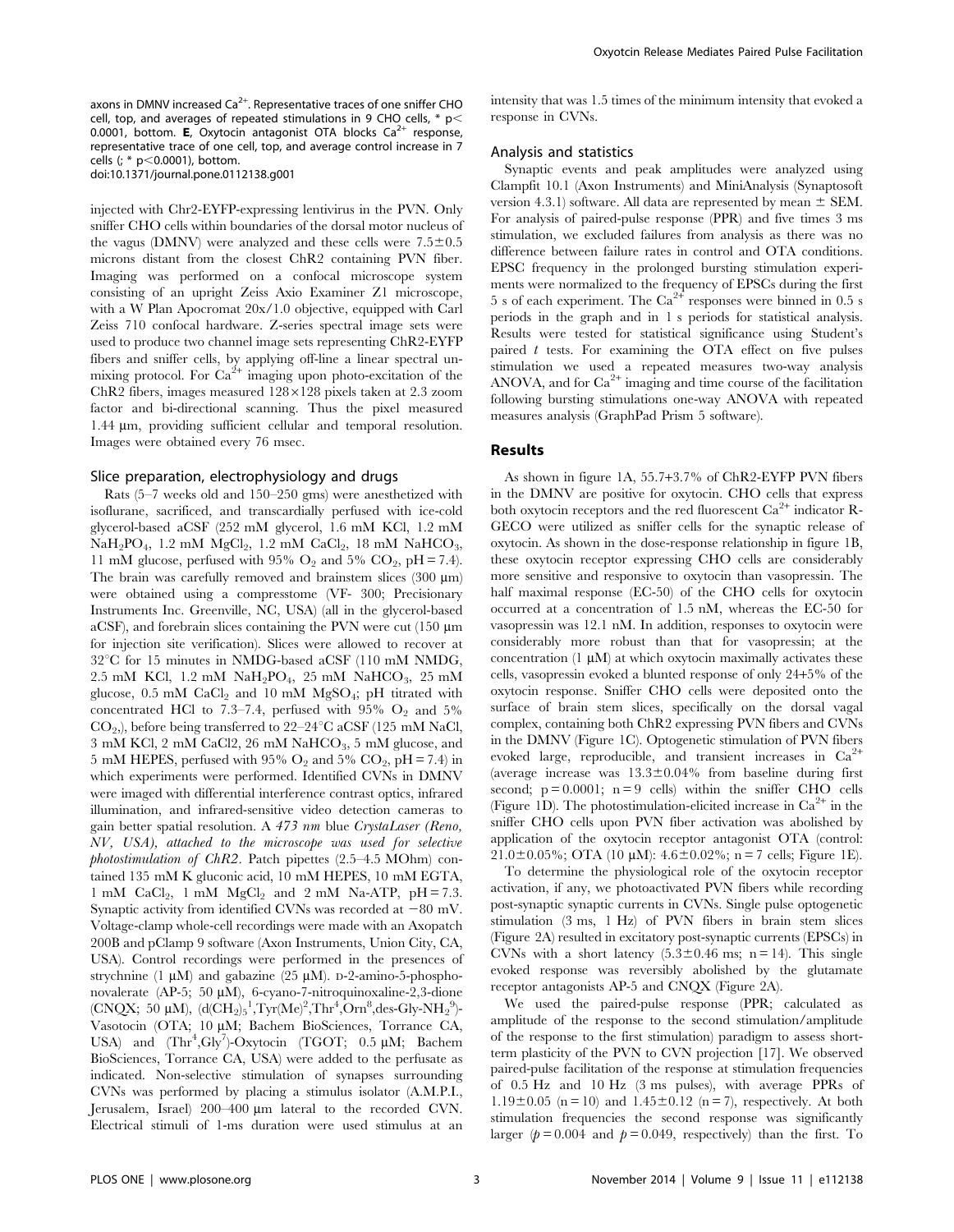axons in DMNV increased $Ca^{2+}$. Representative traces of one sniffer CHO cell, top, and averages of repeated stimulations in 9 CHO cells, * $p < 0.0001$, bottom. **E**, Oxytocin antagonist OTA blocks $Ca^{2+}$ response, representative trace of one cell, top, and average control increase in 7 cells (; * $p < 0.0001$), bottom.
doi:10.1371/journal.pone.0112138.g001

injected with Chr2-EYFP-expressing lentivirus in the PVN. Only sniffer CHO cells within boundaries of the dorsal motor nucleus of the vagus (DMNV) were analyzed and these cells were 7.5±0.5 microns distant from the closest ChR2 containing PVN fiber. Imaging was performed on a confocal microscope system consisting of an upright Zeiss Axio Examiner Z1 microscope, with a W Plan Apocromat 20x/1.0 objective, equipped with Carl Zeiss 710 confocal hardware. Z-series spectral image sets were used to produce two channel image sets representing ChR2-EYFP fibers and sniffer cells, by applying off-line a linear spectral unmixing protocol. For $Ca^{2+}$ imaging upon photo-excitation of the ChR2 fibers, images measured 128×128 pixels taken at 2.3 zoom factor and bi-directional scanning. Thus the pixel measured 1.44 µm, providing sufficient cellular and temporal resolution. Images were obtained every 76 msec.

### Slice preparation, electrophysiology and drugs

Rats (5–7 weeks old and 150–250 gms) were anesthetized with isoflurane, sacrificed, and transcardially perfused with ice-cold glycerol-based aCSF (252 mM glycerol, 1.6 mM KCl, 1.2 mM $NaH_2PO_4$, 1.2 mM $MgCl_2$, 1.2 mM $CaCl_2$, 18 mM $NaHCO_3$, 11 mM glucose, perfused with 95% $O_2$ and 5% $CO_2$, pH = 7.4). The brain was carefully removed and brainstem slices (300 µm) were obtained using a compresstome (VF- 300; Precisionary Instruments Inc. Greenville, NC, USA) (all in the glycerol-based aCSF), and forebrain slices containing the PVN were cut (150 µm for injection site verification). Slices were allowed to recover at 32°C for 15 minutes in NMDG-based aCSF (110 mM NMDG, 2.5 mM KCl, 1.2 mM $NaH_2PO_4$, 25 mM $NaHCO_3$, 25 mM glucose, 0.5 mM $CaCl_2$ and 10 mM $MgSO_4$; pH titrated with concentrated HCl to 7.3–7.4, perfused with 95% $O_2$ and 5% $CO_2$,), before being transferred to 22–24°C aCSF (125 mM NaCl, 3 mM KCl, 2 mM CaCl2, 26 mM $NaHCO_3$, 5 mM glucose, and 5 mM HEPES, perfused with 95% $O_2$ and 5% $CO_2$, pH = 7.4) in which experiments were performed. Identified CVNs in DMNV were imaged with differential interference contrast optics, infrared illumination, and infrared-sensitive video detection cameras to gain better spatial resolution. A *473 nm blue CrystaLaser (Reno, NV, USA), attached to the microscope was used for selective photostimulation of ChR2.* Patch pipettes (2.5–4.5 MOhm) contained 135 mM K gluconic acid, 10 mM HEPES, 10 mM EGTA, 1 mM $CaCl_2$, 1 mM $MgCl_2$ and 2 mM Na-ATP, pH = 7.3. Synaptic activity from identified CVNs was recorded at −80 mV. Voltage-clamp whole-cell recordings were made with an Axopatch 200B and pClamp 9 software (Axon Instruments, Union City, CA, USA). Control recordings were performed in the presences of strychnine (1 µM) and gabazine (25 µM). D-2-amino-5-phosphonovalerate (AP-5; 50 µM), 6-cyano-7-nitroquinoxaline-2,3-dione (CNQX; 50 µM), $(d(CH_2)_5{}^1,Tyr(Me)^2,Thr^4,Orn^8,des\text{-}Gly\text{-}NH_2{}^9)$-Vasotocin (OTA; 10 µM; Bachem BioSciences, Torrance CA, USA) and $(Thr^4,Gly^7)$-Oxytocin (TGOT; 0.5 µM; Bachem BioSciences, Torrance CA, USA) were added to the perfusate as indicated. Non-selective stimulation of synapses surrounding CVNs was performed by placing a stimulus isolator (A.M.P.I., Jerusalem, Israel) 200–400 µm lateral to the recorded CVN. Electrical stimuli of 1-ms duration were used stimulus at an intensity that was 1.5 times of the minimum intensity that evoked a response in CVNs.

### Analysis and statistics

Synaptic events and peak amplitudes were analyzed using Clampfit 10.1 (Axon Instruments) and MiniAnalysis (Synaptosoft version 4.3.1) software. All data are represented by mean ± SEM. For analysis of paired-pulse response (PPR) and five times 3 ms stimulation, we excluded failures from analysis as there was no difference between failure rates in control and OTA conditions. EPSC frequency in the prolonged bursting stimulation experiments were normalized to the frequency of EPSCs during the first 5 s of each experiment. The $Ca^{2+}$ responses were binned in 0.5 s periods in the graph and in 1 s periods for statistical analysis. Results were tested for statistical significance using Student's paired *t* tests. For examining the OTA effect on five pulses stimulation we used a repeated measures two-way analysis ANOVA, and for $Ca^{2+}$ imaging and time course of the facilitation following bursting stimulations one-way ANOVA with repeated measures analysis (GraphPad Prism 5 software).

## Results

As shown in figure 1A, 55.7+3.7% of ChR2-EYFP PVN fibers in the DMNV are positive for oxytocin. CHO cells that express both oxytocin receptors and the red fluorescent $Ca^{2+}$ indicator R-GECO were utilized as sniffer cells for the synaptic release of oxytocin. As shown in the dose-response relationship in figure 1B, these oxytocin receptor expressing CHO cells are considerably more sensitive and responsive to oxytocin than vasopressin. The half maximal response (EC-50) of the CHO cells for oxytocin occurred at a concentration of 1.5 nM, whereas the EC-50 for vasopressin was 12.1 nM. In addition, responses to oxytocin were considerably more robust than that for vasopressin; at the concentration (1 µM) at which oxytocin maximally activates these cells, vasopressin evoked a blunted response of only 24+5% of the oxytocin response. Sniffer CHO cells were deposited onto the surface of brain stem slices, specifically on the dorsal vagal complex, containing both ChR2 expressing PVN fibers and CVNs in the DMNV (Figure 1C). Optogenetic stimulation of PVN fibers evoked large, reproducible, and transient increases in $Ca^{2+}$ (average increase was 13.3±0.04% from baseline during first second; $p = 0.0001$; n = 9 cells) within the sniffer CHO cells (Figure 1D). The photostimulation-elicited increase in $Ca^{2+}$ in the sniffer CHO cells upon PVN fiber activation was abolished by application of the oxytocin receptor antagonist OTA (control: 21.0±0.05%; OTA (10 µM): 4.6±0.02%; n = 7 cells; Figure 1E).

To determine the physiological role of the oxytocin receptor activation, if any, we photoactivated PVN fibers while recording post-synaptic synaptic currents in CVNs. Single pulse optogenetic stimulation (3 ms, 1 Hz) of PVN fibers in brain stem slices (Figure 2A) resulted in excitatory post-synaptic currents (EPSCs) in CVNs with a short latency (5.3±0.46 ms; n = 14). This single evoked response was reversibly abolished by the glutamate receptor antagonists AP-5 and CNQX (Figure 2A).

We used the paired-pulse response (PPR; calculated as amplitude of the response to the second stimulation/amplitude of the response to the first stimulation) paradigm to assess short-term plasticity of the PVN to CVN projection [17]. We observed paired-pulse facilitation of the response at stimulation frequencies of 0.5 Hz and 10 Hz (3 ms pulses), with average PPRs of 1.19±0.05 (n = 10) and 1.45±0.12 (n = 7), respectively. At both stimulation frequencies the second response was significantly larger ($p = 0.004$ and $p = 0.049$, respectively) than the first. To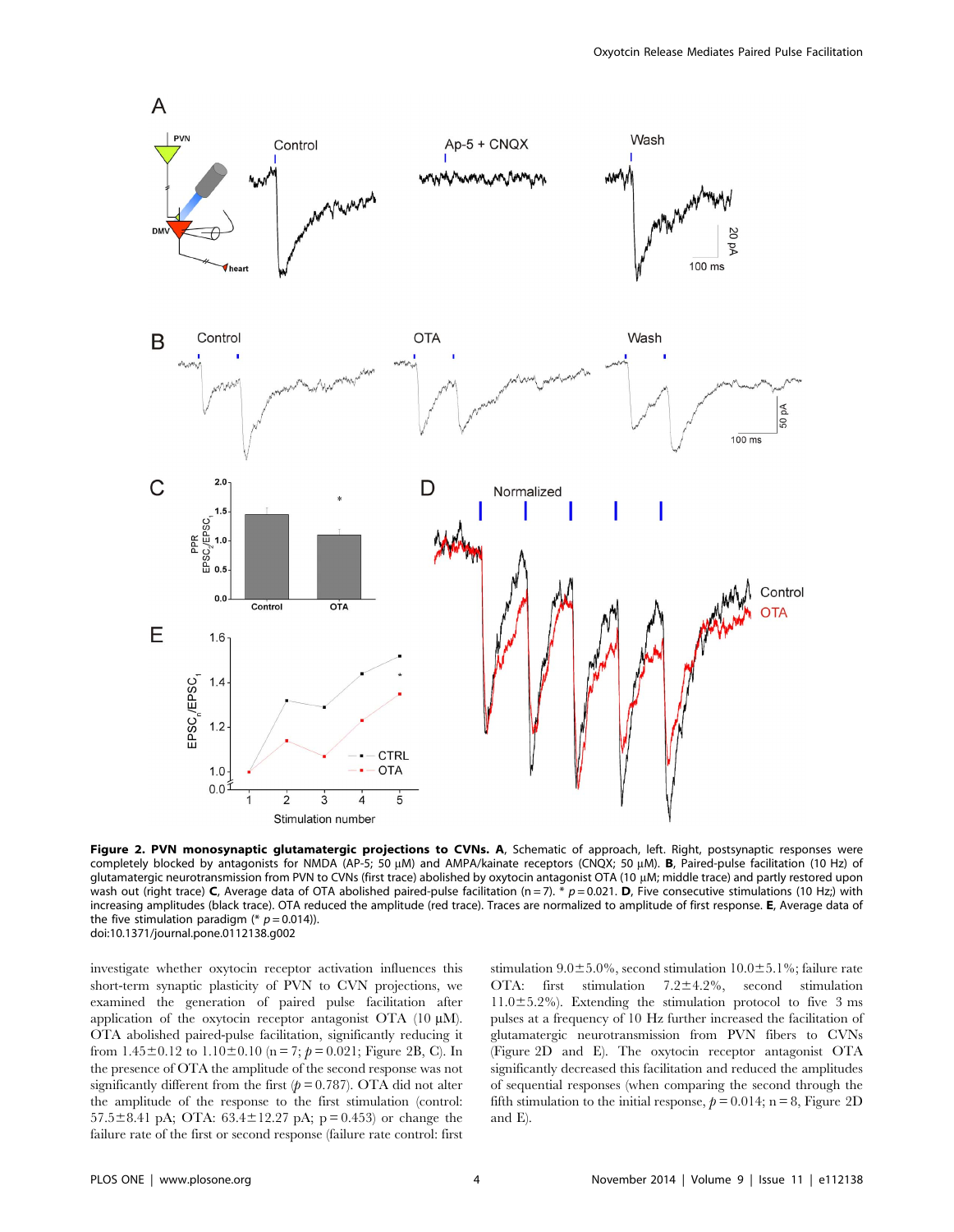**Figure 2. PVN monosynaptic glutamatergic projections to CVNs. A**, Schematic of approach, left. Right, postsynaptic responses were completely blocked by antagonists for NMDA (AP-5; 50 µM) and AMPA/kainate receptors (CNQX; 50 µM). **B**, Paired-pulse facilitation (10 Hz) of glutamatergic neurotransmission from PVN to CVNs (first trace) abolished by oxytocin antagonist OTA (10 µM; middle trace) and partly restored upon wash out (right trace) **C**, Average data of OTA abolished paired-pulse facilitation (n = 7). * $p = 0.021$. **D**, Five consecutive stimulations (10 Hz;) with increasing amplitudes (black trace). OTA reduced the amplitude (red trace). Traces are normalized to amplitude of first response. **E**, Average data of the five stimulation paradigm (* $p = 0.014$)).
doi:10.1371/journal.pone.0112138.g002

investigate whether oxytocin receptor activation influences this short-term synaptic plasticity of PVN to CVN projections, we examined the generation of paired pulse facilitation after application of the oxytocin receptor antagonist OTA (10 µM). OTA abolished paired-pulse facilitation, significantly reducing it from 1.45±0.12 to 1.10±0.10 (n = 7; $p = 0.021$; Figure 2B, C). In the presence of OTA the amplitude of the second response was not significantly different from the first ($p = 0.787$). OTA did not alter the amplitude of the response to the first stimulation (control: 57.5±8.41 pA; OTA: 63.4±12.27 pA; p = 0.453) or change the failure rate of the first or second response (failure rate control: first stimulation 9.0±5.0%, second stimulation 10.0±5.1%; failure rate OTA: first stimulation 7.2±4.2%, second stimulation 11.0±5.2%). Extending the stimulation protocol to five 3 ms pulses at a frequency of 10 Hz further increased the facilitation of glutamatergic neurotransmission from PVN fibers to CVNs (Figure 2D and E). The oxytocin receptor antagonist OTA significantly decreased this facilitation and reduced the amplitudes of sequential responses (when comparing the second through the fifth stimulation to the initial response, $p = 0.014$; n = 8, Figure 2D and E).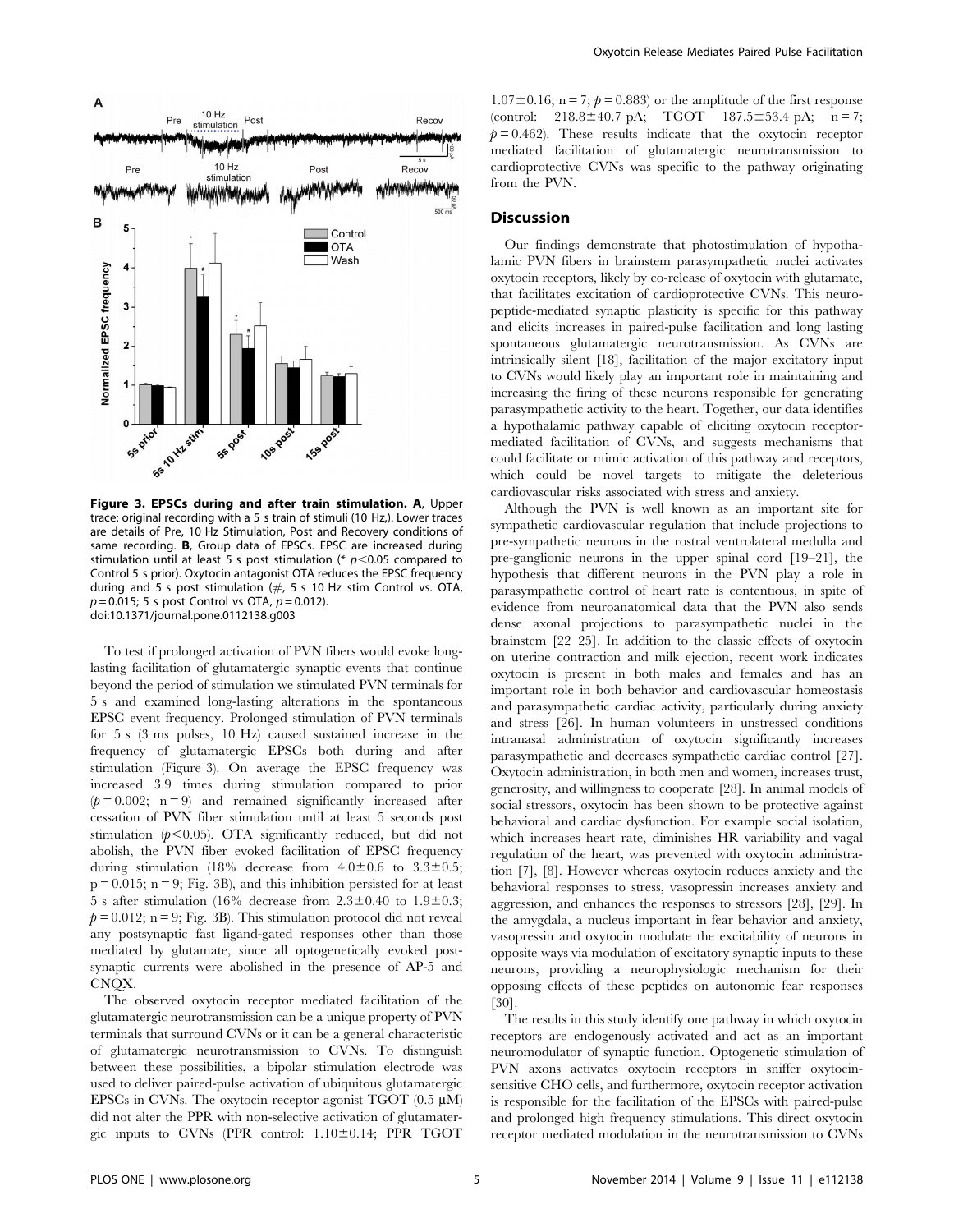**Figure 3. EPSCs during and after train stimulation. A**, Upper trace: original recording with a 5 s train of stimuli (10 Hz,). Lower traces are details of Pre, 10 Hz Stimulation, Post and Recovery conditions of same recording. **B**, Group data of EPSCs. EPSC are increased during stimulation until at least 5 s post stimulation (* $p<0.05$ compared to Control 5 s prior). Oxytocin antagonist OTA reduces the EPSC frequency during and 5 s post stimulation (#, 5 s 10 Hz stim Control vs. OTA, $p=0.015$; 5 s post Control vs OTA, $p=0.012$).
doi:10.1371/journal.pone.0112138.g003

To test if prolonged activation of PVN fibers would evoke long-lasting facilitation of glutamatergic synaptic events that continue beyond the period of stimulation we stimulated PVN terminals for 5 s and examined long-lasting alterations in the spontaneous EPSC event frequency. Prolonged stimulation of PVN terminals for 5 s (3 ms pulses, 10 Hz) caused sustained increase in the frequency of glutamatergic EPSCs both during and after stimulation (Figure 3). On average the EPSC frequency was increased 3.9 times during stimulation compared to prior ($p=0.002$; $n=9$) and remained significantly increased after cessation of PVN fiber stimulation until at least 5 seconds post stimulation ($p<0.05$). OTA significantly reduced, but did not abolish, the PVN fiber evoked facilitation of EPSC frequency during stimulation (18% decrease from $4.0\pm0.6$ to $3.3\pm0.5$; $p=0.015$; $n=9$; Fig. 3B), and this inhibition persisted for at least 5 s after stimulation (16% decrease from $2.3\pm0.40$ to $1.9\pm0.3$; $p=0.012$; $n=9$; Fig. 3B). This stimulation protocol did not reveal any postsynaptic fast ligand-gated responses other than those mediated by glutamate, since all optogenetically evoked post-synaptic currents were abolished in the presence of AP-5 and CNQX.

The observed oxytocin receptor mediated facilitation of the glutamatergic neurotransmission can be a unique property of PVN terminals that surround CVNs or it can be a general characteristic of glutamatergic neurotransmission to CVNs. To distinguish between these possibilities, a bipolar stimulation electrode was used to deliver paired-pulse activation of ubiquitous glutamatergic EPSCs in CVNs. The oxytocin receptor agonist TGOT (0.5 μM) did not alter the PPR with non-selective activation of glutamatergic inputs to CVNs (PPR control: $1.10\pm0.14$; PPR TGOT $1.07\pm0.16$; $n=7$; $p=0.883$) or the amplitude of the first response (control: $218.8\pm40.7$ pA; TGOT $187.5\pm53.4$ pA; $n=7$; $p=0.462$). These results indicate that the oxytocin receptor mediated facilitation of glutamatergic neurotransmission to cardioprotective CVNs was specific to the pathway originating from the PVN.

## Discussion

Our findings demonstrate that photostimulation of hypothalamic PVN fibers in brainstem parasympathetic nuclei activates oxytocin receptors, likely by co-release of oxytocin with glutamate, that facilitates excitation of cardioprotective CVNs. This neuropeptide-mediated synaptic plasticity is specific for this pathway and elicits increases in paired-pulse facilitation and long lasting spontaneous glutamatergic neurotransmission. As CVNs are intrinsically silent [18], facilitation of the major excitatory input to CVNs would likely play an important role in maintaining and increasing the firing of these neurons responsible for generating parasympathetic activity to the heart. Together, our data identifies a hypothalamic pathway capable of eliciting oxytocin receptor-mediated facilitation of CVNs, and suggests mechanisms that could facilitate or mimic activation of this pathway and receptors, which could be novel targets to mitigate the deleterious cardiovascular risks associated with stress and anxiety.

Although the PVN is well known as an important site for sympathetic cardiovascular regulation that include projections to pre-sympathetic neurons in the rostral ventrolateral medulla and pre-ganglionic neurons in the upper spinal cord [19–21], the hypothesis that different neurons in the PVN play a role in parasympathetic control of heart rate is contentious, in spite of evidence from neuroanatomical data that the PVN also sends dense axonal projections to parasympathetic nuclei in the brainstem [22–25]. In addition to the classic effects of oxytocin on uterine contraction and milk ejection, recent work indicates oxytocin is present in both males and females and has an important role in both behavior and cardiovascular homeostasis and parasympathetic cardiac activity, particularly during anxiety and stress [26]. In human volunteers in unstressed conditions intranasal administration of oxytocin significantly increases parasympathetic and decreases sympathetic cardiac control [27]. Oxytocin administration, in both men and women, increases trust, generosity, and willingness to cooperate [28]. In animal models of social stressors, oxytocin has been shown to be protective against behavioral and cardiac dysfunction. For example social isolation, which increases heart rate, diminishes HR variability and vagal regulation of the heart, was prevented with oxytocin administration [7], [8]. However whereas oxytocin reduces anxiety and the behavioral responses to stress, vasopressin increases anxiety and aggression, and enhances the responses to stressors [28], [29]. In the amygdala, a nucleus important in fear behavior and anxiety, vasopressin and oxytocin modulate the excitability of neurons in opposite ways via modulation of excitatory synaptic inputs to these neurons, providing a neurophysiologic mechanism for their opposing effects of these peptides on autonomic fear responses [30].

The results in this study identify one pathway in which oxytocin receptors are endogenously activated and act as an important neuromodulator of synaptic function. Optogenetic stimulation of PVN axons activates oxytocin receptors in sniffer oxytocin-sensitive CHO cells, and furthermore, oxytocin receptor activation is responsible for the facilitation of the EPSCs with paired-pulse and prolonged high frequency stimulations. This direct oxytocin receptor mediated modulation in the neurotransmission to CVNs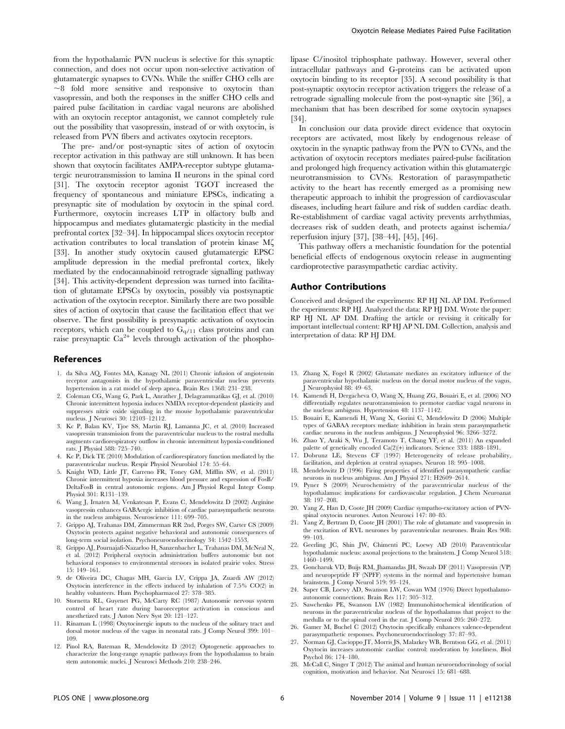from the hypothalamic PVN nucleus is selective for this synaptic connection, and does not occur upon non-selective activation of glutamatergic synapses to CVNs. While the sniffer CHO cells are ~8 fold more sensitive and responsive to oxytocin than vasopressin, and both the responses in the sniffer CHO cells and paired pulse facilitation in cardiac vagal neurons are abolished with an oxytocin receptor antagonist, we cannot completely rule out the possibility that vasopressin, instead of or with oxytocin, is released from PVN fibers and activates oxytocin receptors.

The pre- and/or post-synaptic sites of action of oxytocin receptor activation in this pathway are still unknown. It has been shown that oxytocin facilitates AMPA-receptor subtype glutamatergic neurotransmission to lamina II neurons in the spinal cord [31]. The oxytocin receptor agonist TGOT increased the frequency of spontaneous and miniature EPSCs, indicating a presynaptic site of modulation by oxytocin in the spinal cord. Furthermore, oxytocin increases LTP in olfactory bulb and hippocampus and mediates glutamatergic plasticity in the medial prefrontal cortex [32–34]. In hippocampal slices oxytocin receptor activation contributes to local translation of protein kinase Mζ [33]. In another study oxytocin caused glutamatergic EPSC amplitude depression in the medial prefrontal cortex, likely mediated by the endocannabinoid retrograde signalling pathway [34]. This activity-dependent depression was turned into facilitation of glutamate EPSCs by oxytocin, possibly via postsynaptic activation of the oxytocin receptor. Similarly there are two possible sites of action of oxytocin that cause the facilitation effect that we observe. The first possibility is presynaptic activation of oxytocin receptors, which can be coupled to $G_{q/11}$ class proteins and can raise presynaptic $Ca^{2+}$ levels through activation of the phospholipase C/inositol triphosphate pathway. However, several other intracellular pathways and G-proteins can be activated upon oxytocin binding to its receptor [35]. A second possibility is that post-synaptic oxytocin receptor activation triggers the release of a retrograde signalling molecule from the post-synaptic site [36], a mechanism that has been described for some oxytocin synapses [34].

In conclusion our data provide direct evidence that oxytocin receptors are activated, most likely by endogenous release of oxytocin in the synaptic pathway from the PVN to CVNs, and the activation of oxytocin receptors mediates paired-pulse facilitation and prolonged high frequency activation within this glutamatergic neurotransmission to CVNs. Restoration of parasympathetic activity to the heart has recently emerged as a promising new therapeutic approach to inhibit the progression of cardiovascular diseases, including heart failure and risk of sudden cardiac death. Re-establishment of cardiac vagal activity prevents arrhythmias, decreases risk of sudden death, and protects against ischemia/reperfusion injury [37], [38–44], [45], [46].

This pathway offers a mechanistic foundation for the potential beneficial effects of endogenous oxytocin release in augmenting cardioprotective parasympathetic cardiac activity.

## Author Contributions

Conceived and designed the experiments: RP HJ NL AP DM. Performed the experiments: RP HJ. Analyzed the data: RP HJ DM. Wrote the paper: RP HJ NL AP DM. Drafting the article or revising it critically for important intellectual content: RP HJ AP NL DM. Collection, analysis and interpretation of data: RP HJ DM.

## References

1. da Silva AQ, Fontes MA, Kanagy NL (2011) Chronic infusion of angiotensin receptor antagonists in the hypothalamic paraventricular nucleus prevents hypertension in a rat model of sleep apnea. Brain Res 1368: 231–238.
2. Coleman CG, Wang G, Park L, Anrather J, Delagrammatikas GJ, et al. (2010) Chronic intermittent hypoxia induces NMDA receptor-dependent plasticity and suppresses nitric oxide signaling in the mouse hypothalamic paraventricular nucleus. J Neurosci 30: 12103–12112.
3. Kc P, Balan KV, Tjoe SS, Martin RJ, Lamanna JC, et al. (2010) Increased vasopressin transmission from the paraventricular nucleus to the rostral medulla augments cardiorespiratory outflow in chronic intermittent hypoxia-conditioned rats. J Physiol 588: 725–740.
4. Kc P, Dick TE (2010) Modulation of cardiorespiratory function mediated by the paraventricular nucleus. Respir Physiol Neurobiol 174: 55–64.
5. Knight WD, Little JT, Carreno FR, Toney GM, Mifflin SW, et al. (2011) Chronic intermittent hypoxia increases blood pressure and expression of FosB/DeltaFosB in central autonomic regions. Am J Physiol Regul Integr Comp Physiol 301: R131–139.
6. Wang J, Irnaten M, Venkatesan P, Evans C, Mendelowitz D (2002) Arginine vasopressin enhances GABAergic inhibition of cardiac parasympathetic neurons in the nucleus ambiguus. Neuroscience 111: 699–705.
7. Grippo AJ, Trahanas DM, Zimmerman RR 2nd, Porges SW, Carter CS (2009) Oxytocin protects against negative behavioral and autonomic consequences of long-term social isolation. Psychoneuroendocrinology 34: 1542–1553.
8. Grippo AJ, Pournajafi-Nazarloo H, Sanzenbacher L, Trahanas DM, McNeal N, et al. (2012) Peripheral oxytocin administration buffers autonomic but not behavioral responses to environmental stressors in isolated prairie voles. Stress 15: 149–161.
9. de Oliveira DC, Chagas MH, Garcia LV, Crippa JA, Zuardi AW (2012) Oxytocin interference in the effects induced by inhalation of 7.5% CO(2) in healthy volunteers. Hum Psychopharmacol 27: 378–385.
10. Stornetta RL, Guyenet PG, McCarty RC (1987) Autonomic nervous system control of heart rate during baroreceptor activation in conscious and anesthetized rats. J Auton Nerv Syst 20: 121–127.
11. Rinaman L (1998) Oxytocinergic inputs to the nucleus of the solitary tract and dorsal motor nucleus of the vagus in neonatal rats. J Comp Neurol 399: 101–109.
12. Pinol RA, Bateman R, Mendelowitz D (2012) Optogenetic approaches to characterize the long-range synaptic pathways from the hypothalamus to brain stem autonomic nuclei. J Neurosci Methods 210: 238–246.
13. Zhang X, Fogel R (2002) Glutamate mediates an excitatory influence of the paraventricular hypothalamic nucleus on the dorsal motor nucleus of the vagus. J Neurophysiol 88: 49–63.
14. Kamendi H, Dergacheva O, Wang X, Huang ZG, Bouairi E, et al. (2006) NO differentially regulates neurotransmission to premotor cardiac vagal neurons in the nucleus ambiguus. Hypertension 48: 1137–1142.
15. Bouairi E, Kamendi H, Wang X, Gorini C, Mendelowitz D (2006) Multiple types of GABAA receptors mediate inhibition in brain stem parasympathetic cardiac neurons in the nucleus ambiguus. J Neurophysiol 96: 3266–3272.
16. Zhao Y, Araki S, Wu J, Teramoto T, Chang YF, et al. (2011) An expanded palette of genetically encoded Ca(2)(+) indicators. Science 333: 1888–1891.
17. Dobrunz LE, Stevens CF (1997) Heterogeneity of release probability, facilitation, and depletion at central synapses. Neuron 18: 995–1008.
18. Mendelowitz D (1996) Firing properties of identified parasympathetic cardiac neurons in nucleus ambiguus. Am J Physiol 271: H2609–2614.
19. Pyner S (2009) Neurochemistry of the paraventricular nucleus of the hypothalamus: implications for cardiovascular regulation. J Chem Neuroanat 38: 197–208.
20. Yang Z, Han D, Coote JH (2009) Cardiac sympatho-excitatory action of PVN-spinal oxytocin neurones. Auton Neurosci 147: 80–85.
21. Yang Z, Bertram D, Coote JH (2001) The role of glutamate and vasopressin in the excitation of RVL neurones by paraventricular neurones. Brain Res 908: 99–103.
22. Geerling JC, Shin JW, Chimenti PC, Loewy AD (2010) Paraventricular hypothalamic nucleus: axonal projections to the brainstem. J Comp Neurol 518: 1460–1499.
23. Goncharuk VD, Buijs RM, Jhamandas JH, Swaab DF (2011) Vasopressin (VP) and neuropeptide FF (NPFF) systems in the normal and hypertensive human brainstem. J Comp Neurol 519: 93–124.
24. Saper CB, Loewy AD, Swanson LW, Cowan WM (1976) Direct hypothalamo-autonomic connections. Brain Res 117: 305–312.
25. Sawchenko PE, Swanson LW (1982) Immunohistochemical identification of neurons in the paraventricular nucleus of the hypothalamus that project to the medulla or to the spinal cord in the rat. J Comp Neurol 205: 260–272.
26. Gamer M, Buchel C (2012) Oxytocin specifically enhances valence-dependent parasympathetic responses. Psychoneuroendocrinology 37: 87–93.
27. Norman GJ, Cacioppo JT, Morris JS, Malarkey WB, Berntson GG, et al. (2011) Oxytocin increases autonomic cardiac control: moderation by loneliness. Biol Psychol 86: 174–180.
28. McCall C, Singer T (2012) The animal and human neuroendocrinology of social cognition, motivation and behavior. Nat Neurosci 15: 681–688.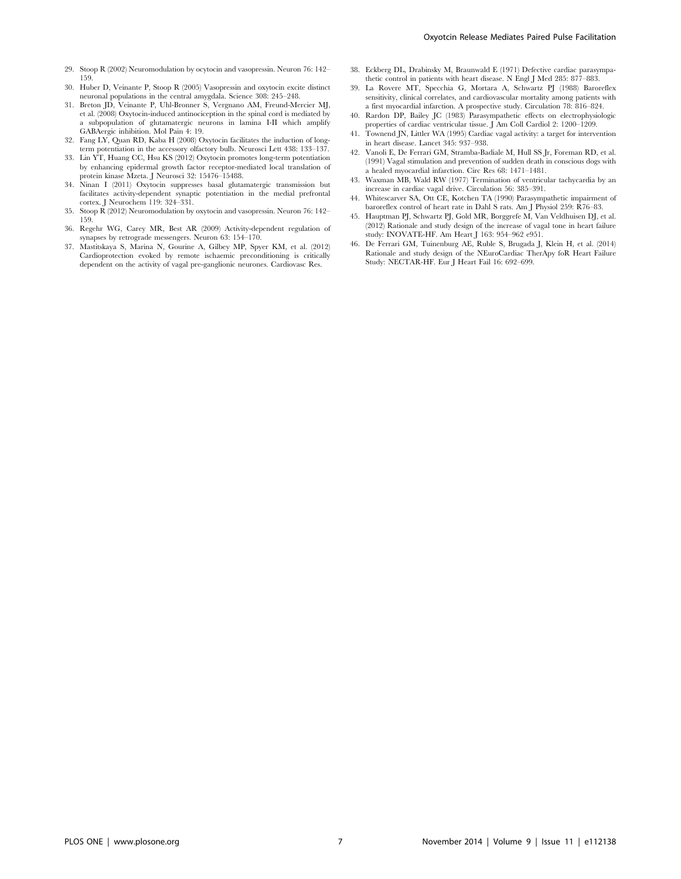29. Stoop R (2002) Neuromodulation by ocytocin and vasopressin. Neuron 76: 142–159.
30. Huber D, Veinante P, Stoop R (2005) Vasopressin and oxytocin excite distinct neuronal populations in the central amygdala. Science 308: 245–248.
31. Breton JD, Veinante P, Uhl-Bronner S, Vergnano AM, Freund-Mercier MJ, et al. (2008) Oxytocin-induced antinociception in the spinal cord is mediated by a subpopulation of glutamatergic neurons in lamina I-II which amplify GABAergic inhibition. Mol Pain 4: 19.
32. Fang LY, Quan RD, Kaba H (2008) Oxytocin facilitates the induction of long-term potentiation in the accessory olfactory bulb. Neurosci Lett 438: 133–137.
33. Lin YT, Huang CC, Hsu KS (2012) Oxytocin promotes long-term potentiation by enhancing epidermal growth factor receptor-mediated local translation of protein kinase Mzeta. J Neurosci 32: 15476–15488.
34. Ninan I (2011) Oxytocin suppresses basal glutamatergic transmission but facilitates activity-dependent synaptic potentiation in the medial prefrontal cortex. J Neurochem 119: 324–331.
35. Stoop R (2012) Neuromodulation by oxytocin and vasopressin. Neuron 76: 142–159.
36. Regehr WG, Carey MR, Best AR (2009) Activity-dependent regulation of synapses by retrograde messengers. Neuron 63: 154–170.
37. Mastitskaya S, Marina N, Gourine A, Gilbey MP, Spyer KM, et al. (2012) Cardioprotection evoked by remote ischaemic preconditioning is critically dependent on the activity of vagal pre-ganglionic neurones. Cardiovasc Res.
38. Eckberg DL, Drabinsky M, Braunwald E (1971) Defective cardiac parasympathetic control in patients with heart disease. N Engl J Med 285: 877–883.
39. La Rovere MT, Specchia G, Mortara A, Schwartz PJ (1988) Baroreflex sensitivity, clinical correlates, and cardiovascular mortality among patients with a first myocardial infarction. A prospective study. Circulation 78: 816–824.
40. Rardon DP, Bailey JC (1983) Parasympathetic effects on electrophysiologic properties of cardiac ventricular tissue. J Am Coll Cardiol 2: 1200–1209.
41. Townend JN, Littler WA (1995) Cardiac vagal activity: a target for intervention in heart disease. Lancet 345: 937–938.
42. Vanoli E, De Ferrari GM, Stramba-Badiale M, Hull SS Jr, Foreman RD, et al. (1991) Vagal stimulation and prevention of sudden death in conscious dogs with a healed myocardial infarction. Circ Res 68: 1471–1481.
43. Waxman MB, Wald RW (1977) Termination of ventricular tachycardia by an increase in cardiac vagal drive. Circulation 56: 385–391.
44. Whitescarver SA, Ott CE, Kotchen TA (1990) Parasympathetic impairment of baroreflex control of heart rate in Dahl S rats. Am J Physiol 259: R76–83.
45. Hauptman PJ, Schwartz PJ, Gold MR, Borggrefe M, Van Veldhuisen DJ, et al. (2012) Rationale and study design of the increase of vagal tone in heart failure study: INOVATE-HF. Am Heart J 163: 954–962 e951.
46. De Ferrari GM, Tuinenburg AE, Ruble S, Brugada J, Klein H, et al. (2014) Rationale and study design of the NEuroCardiac TherApy foR Heart Failure Study: NECTAR-HF. Eur J Heart Fail 16: 692–699.